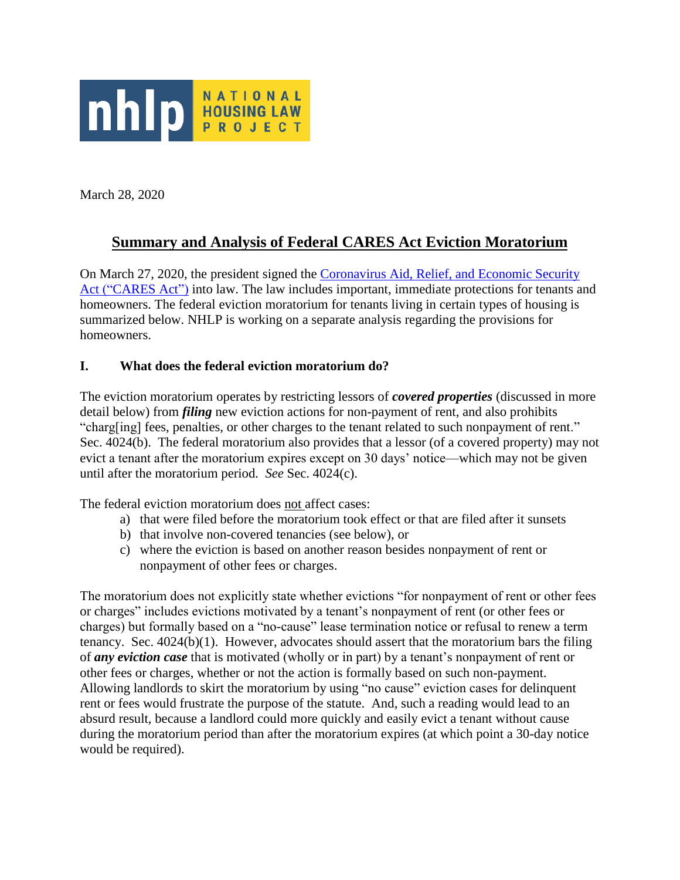NATIONAL HOUSING LAW PROJECT

March 28, 2020

# Summary and Analysis of Federal CARES Act Eviction Moratorium

On March 27, 2020, the president signed the Coronavirus Aid, Relief, and Economic Security Act ("CARES Act") into law. The law includes important, immediate protections for tenants and homeowners. The federal eviction moratorium for tenants living in certain types of housing is summarized below. NHLP is working on a separate analysis regarding the provisions for homeowners.

## I. What does the federal eviction moratorium do?

The eviction moratorium operates by restricting lessors of ***covered properties*** (discussed in more detail below) from ***filing*** new eviction actions for non-payment of rent, and also prohibits "charg[ing] fees, penalties, or other charges to the tenant related to such nonpayment of rent." Sec. 4024(b). The federal moratorium also provides that a lessor (of a covered property) may not evict a tenant after the moratorium expires except on 30 days' notice—which may not be given until after the moratorium period. *See* Sec. 4024(c).

The federal eviction moratorium does not affect cases:

a) that were filed before the moratorium took effect or that are filed after it sunsets
b) that involve non-covered tenancies (see below), or
c) where the eviction is based on another reason besides nonpayment of rent or nonpayment of other fees or charges.

The moratorium does not explicitly state whether evictions "for nonpayment of rent or other fees or charges" includes evictions motivated by a tenant's nonpayment of rent (or other fees or charges) but formally based on a "no-cause" lease termination notice or refusal to renew a term tenancy. Sec. 4024(b)(1). However, advocates should assert that the moratorium bars the filing of ***any eviction case*** that is motivated (wholly or in part) by a tenant's nonpayment of rent or other fees or charges, whether or not the action is formally based on such non-payment. Allowing landlords to skirt the moratorium by using "no cause" eviction cases for delinquent rent or fees would frustrate the purpose of the statute. And, such a reading would lead to an absurd result, because a landlord could more quickly and easily evict a tenant without cause during the moratorium period than after the moratorium expires (at which point a 30-day notice would be required).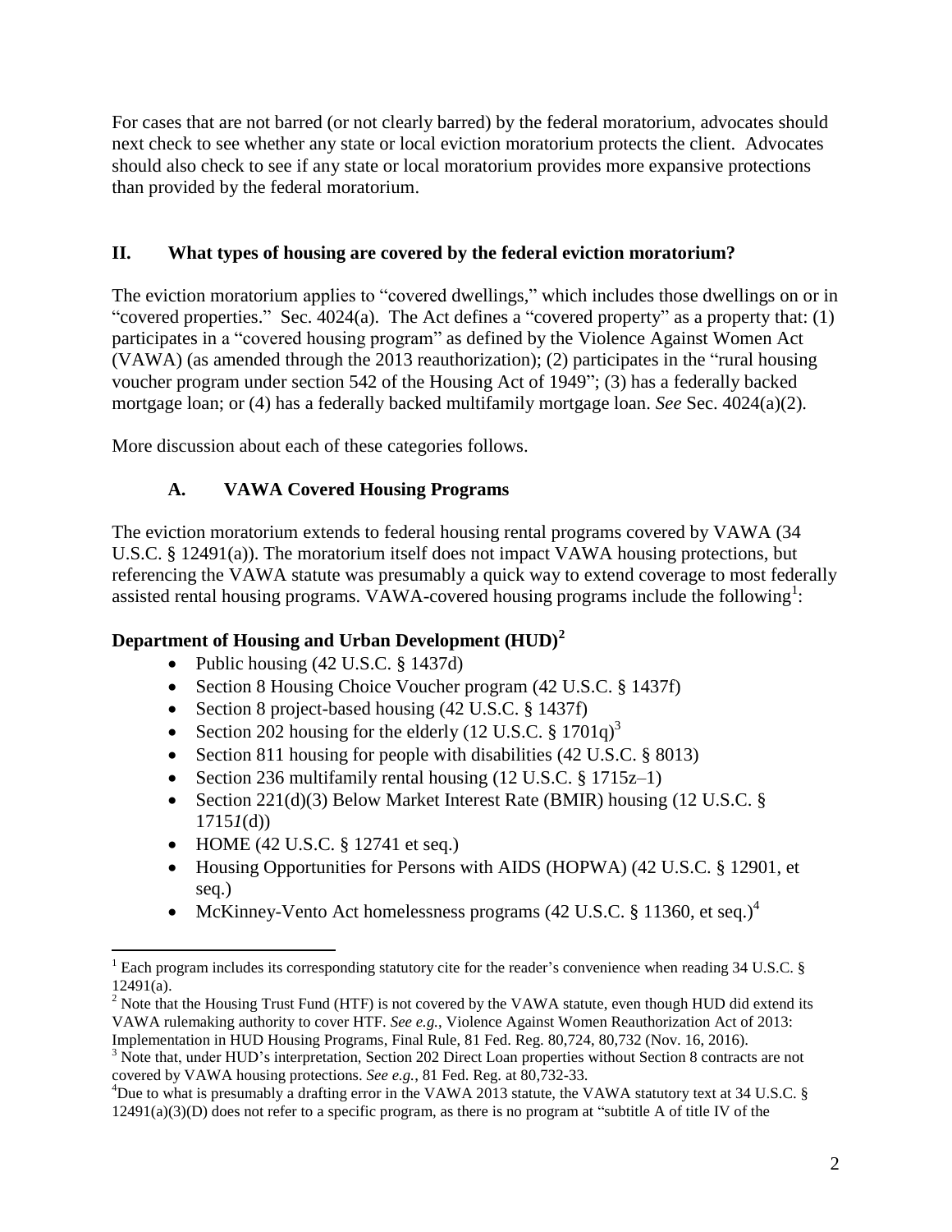For cases that are not barred (or not clearly barred) by the federal moratorium, advocates should next check to see whether any state or local eviction moratorium protects the client. Advocates should also check to see if any state or local moratorium provides more expansive protections than provided by the federal moratorium.

## II. What types of housing are covered by the federal eviction moratorium?

The eviction moratorium applies to "covered dwellings," which includes those dwellings on or in "covered properties." Sec. 4024(a). The Act defines a "covered property" as a property that: (1) participates in a "covered housing program" as defined by the Violence Against Women Act (VAWA) (as amended through the 2013 reauthorization); (2) participates in the "rural housing voucher program under section 542 of the Housing Act of 1949"; (3) has a federally backed mortgage loan; or (4) has a federally backed multifamily mortgage loan. *See* Sec. 4024(a)(2).

More discussion about each of these categories follows.

### A. VAWA Covered Housing Programs

The eviction moratorium extends to federal housing rental programs covered by VAWA (34 U.S.C. § 12491(a)). The moratorium itself does not impact VAWA housing protections, but referencing the VAWA statute was presumably a quick way to extend coverage to most federally assisted rental housing programs. VAWA-covered housing programs include the following[1]:

**Department of Housing and Urban Development (HUD)[2]**

- Public housing (42 U.S.C. § 1437d)
- Section 8 Housing Choice Voucher program (42 U.S.C. § 1437f)
- Section 8 project-based housing (42 U.S.C. § 1437f)
- Section 202 housing for the elderly (12 U.S.C. § 1701q)[3]
- Section 811 housing for people with disabilities (42 U.S.C. § 8013)
- Section 236 multifamily rental housing (12 U.S.C. § 1715z–1)
- Section 221(d)(3) Below Market Interest Rate (BMIR) housing (12 U.S.C. § 1715*l*(d))
- HOME (42 U.S.C. § 12741 et seq.)
- Housing Opportunities for Persons with AIDS (HOPWA) (42 U.S.C. § 12901, et seq.)
- McKinney-Vento Act homelessness programs (42 U.S.C. § 11360, et seq.)[4]

---

[1] Each program includes its corresponding statutory cite for the reader's convenience when reading 34 U.S.C. § 12491(a).

[2] Note that the Housing Trust Fund (HTF) is not covered by the VAWA statute, even though HUD did extend its VAWA rulemaking authority to cover HTF. *See e.g.*, Violence Against Women Reauthorization Act of 2013: Implementation in HUD Housing Programs, Final Rule, 81 Fed. Reg. 80,724, 80,732 (Nov. 16, 2016).

[3] Note that, under HUD's interpretation, Section 202 Direct Loan properties without Section 8 contracts are not covered by VAWA housing protections. *See e.g.*, 81 Fed. Reg. at 80,732-33.

[4] Due to what is presumably a drafting error in the VAWA 2013 statute, the VAWA statutory text at 34 U.S.C. § 12491(a)(3)(D) does not refer to a specific program, as there is no program at "subtitle A of title IV of the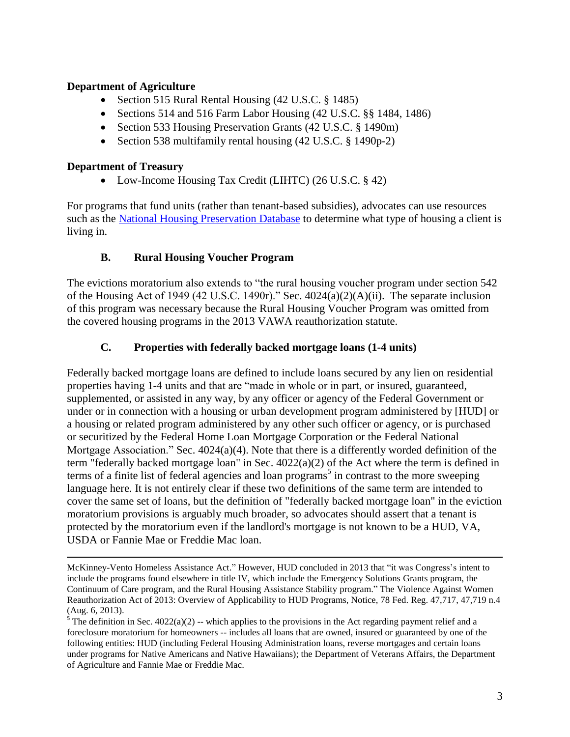**Department of Agriculture**

- Section 515 Rural Rental Housing (42 U.S.C. § 1485)
- Sections 514 and 516 Farm Labor Housing (42 U.S.C. §§ 1484, 1486)
- Section 533 Housing Preservation Grants (42 U.S.C. § 1490m)
- Section 538 multifamily rental housing (42 U.S.C. § 1490p-2)

**Department of Treasury**

- Low-Income Housing Tax Credit (LIHTC) (26 U.S.C. § 42)

For programs that fund units (rather than tenant-based subsidies), advocates can use resources such as the [National Housing Preservation Database] to determine what type of housing a client is living in.

### B. Rural Housing Voucher Program

The evictions moratorium also extends to "the rural housing voucher program under section 542 of the Housing Act of 1949 (42 U.S.C. 1490r)." Sec. 4024(a)(2)(A)(ii). The separate inclusion of this program was necessary because the Rural Housing Voucher Program was omitted from the covered housing programs in the 2013 VAWA reauthorization statute.

### C. Properties with federally backed mortgage loans (1-4 units)

Federally backed mortgage loans are defined to include loans secured by any lien on residential properties having 1-4 units and that are "made in whole or in part, or insured, guaranteed, supplemented, or assisted in any way, by any officer or agency of the Federal Government or under or in connection with a housing or urban development program administered by [HUD] or a housing or related program administered by any other such officer or agency, or is purchased or securitized by the Federal Home Loan Mortgage Corporation or the Federal National Mortgage Association." Sec. 4024(a)(4). Note that there is a differently worded definition of the term "federally backed mortgage loan" in Sec. 4022(a)(2) of the Act where the term is defined in terms of a finite list of federal agencies and loan programs[5] in contrast to the more sweeping language here. It is not entirely clear if these two definitions of the same term are intended to cover the same set of loans, but the definition of "federally backed mortgage loan" in the eviction moratorium provisions is arguably much broader, so advocates should assert that a tenant is protected by the moratorium even if the landlord's mortgage is not known to be a HUD, VA, USDA or Fannie Mae or Freddie Mac loan.

---

McKinney-Vento Homeless Assistance Act." However, HUD concluded in 2013 that "it was Congress's intent to include the programs found elsewhere in title IV, which include the Emergency Solutions Grants program, the Continuum of Care program, and the Rural Housing Assistance Stability program." The Violence Against Women Reauthorization Act of 2013: Overview of Applicability to HUD Programs, Notice, 78 Fed. Reg. 47,717, 47,719 n.4 (Aug. 6, 2013).

[5] The definition in Sec. 4022(a)(2) -- which applies to the provisions in the Act regarding payment relief and a foreclosure moratorium for homeowners -- includes all loans that are owned, insured or guaranteed by one of the following entities: HUD (including Federal Housing Administration loans, reverse mortgages and certain loans under programs for Native Americans and Native Hawaiians); the Department of Veterans Affairs, the Department of Agriculture and Fannie Mae or Freddie Mac.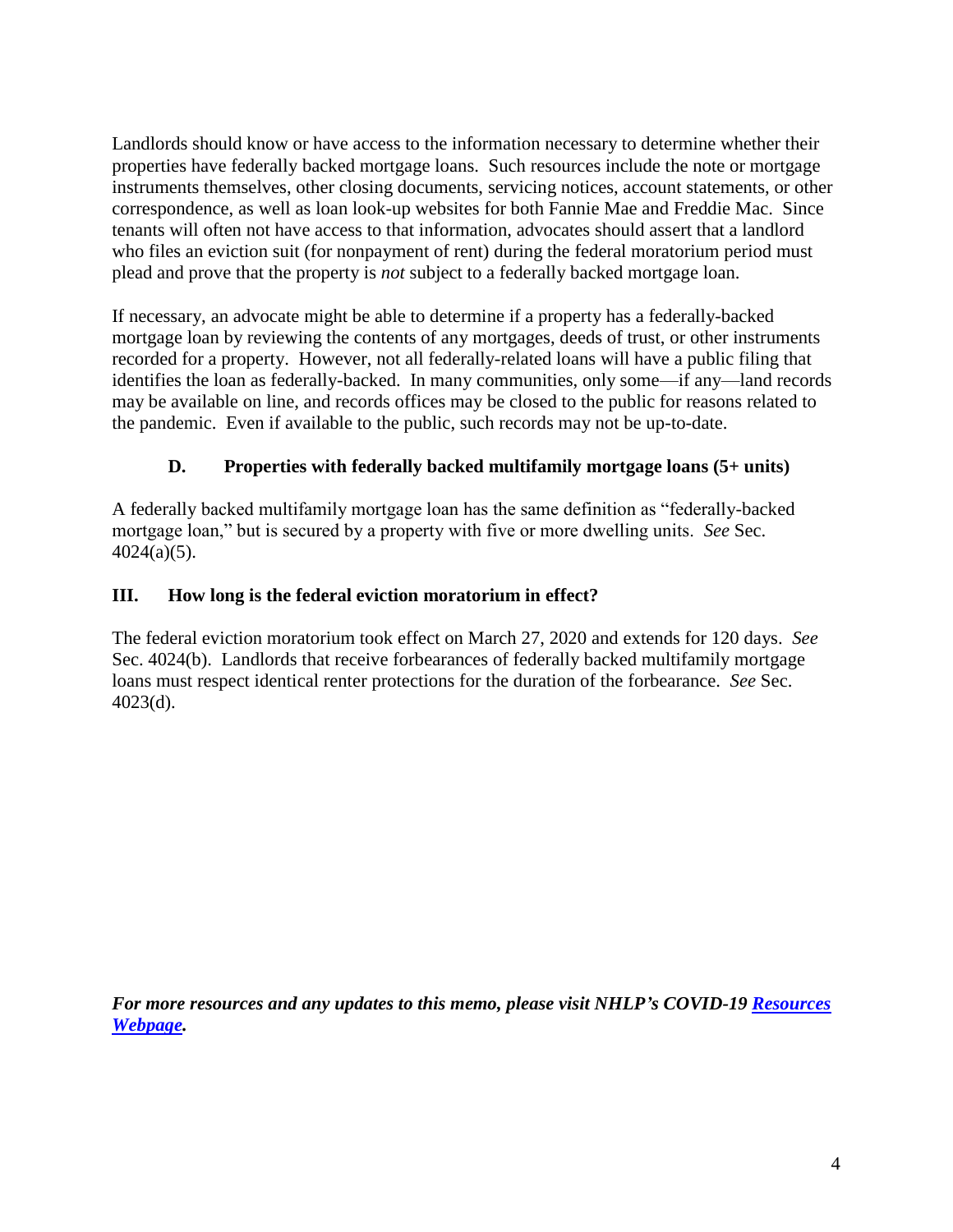Landlords should know or have access to the information necessary to determine whether their properties have federally backed mortgage loans. Such resources include the note or mortgage instruments themselves, other closing documents, servicing notices, account statements, or other correspondence, as well as loan look-up websites for both Fannie Mae and Freddie Mac. Since tenants will often not have access to that information, advocates should assert that a landlord who files an eviction suit (for nonpayment of rent) during the federal moratorium period must plead and prove that the property is *not* subject to a federally backed mortgage loan.

If necessary, an advocate might be able to determine if a property has a federally-backed mortgage loan by reviewing the contents of any mortgages, deeds of trust, or other instruments recorded for a property. However, not all federally-related loans will have a public filing that identifies the loan as federally-backed. In many communities, only some—if any—land records may be available on line, and records offices may be closed to the public for reasons related to the pandemic. Even if available to the public, such records may not be up-to-date.

### D. Properties with federally backed multifamily mortgage loans (5+ units)

A federally backed multifamily mortgage loan has the same definition as "federally-backed mortgage loan," but is secured by a property with five or more dwelling units. *See* Sec. 4024(a)(5).

## III. How long is the federal eviction moratorium in effect?

The federal eviction moratorium took effect on March 27, 2020 and extends for 120 days. *See* Sec. 4024(b). Landlords that receive forbearances of federally backed multifamily mortgage loans must respect identical renter protections for the duration of the forbearance. *See* Sec. 4023(d).

***For more resources and any updates to this memo, please visit NHLP's COVID-19 [Resources Webpage](Resources Webpage).***